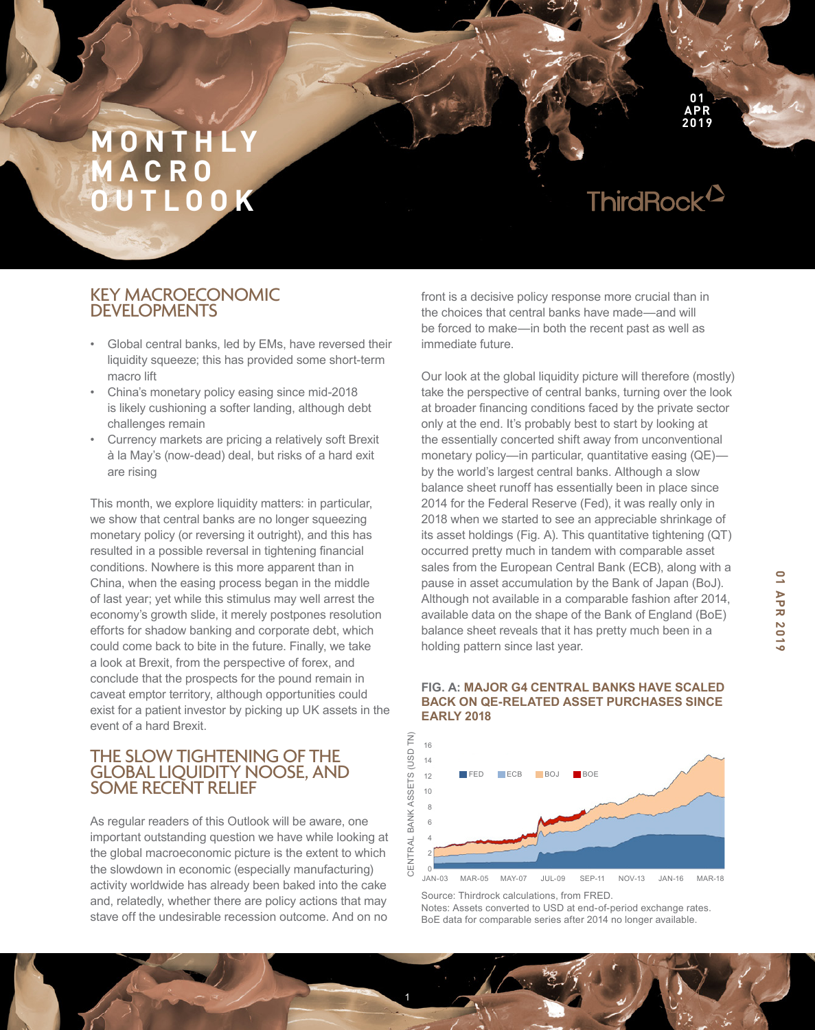# MONTHLY MACRO OUTLOOK

01 APR 2019

ThirdRock

## KEY MACROECONOMIC DEVELOPMENTS

- Global central banks, led by EMs, have reversed their liquidity squeeze; this has provided some short-term macro lift
- China's monetary policy easing since mid-2018 is likely cushioning a softer landing, although debt challenges remain
- Currency markets are pricing a relatively soft Brexit à la May's (now-dead) deal, but risks of a hard exit are rising

This month, we explore liquidity matters: in particular, we show that central banks are no longer squeezing monetary policy (or reversing it outright), and this has resulted in a possible reversal in tightening financial conditions. Nowhere is this more apparent than in China, when the easing process began in the middle of last year; yet while this stimulus may well arrest the economy's growth slide, it merely postpones resolution efforts for shadow banking and corporate debt, which could come back to bite in the future. Finally, we take a look at Brexit, from the perspective of forex, and conclude that the prospects for the pound remain in caveat emptor territory, although opportunities could exist for a patient investor by picking up UK assets in the event of a hard Brexit.

## THE SLOW TIGHTENING OF THE GLOBAL LIQUIDITY NOOSE, AND SOME RECENT RELIEF

As regular readers of this Outlook will be aware, one important outstanding question we have while looking at the global macroeconomic picture is the extent to which the slowdown in economic (especially manufacturing) activity worldwide has already been baked into the cake and, relatedly, whether there are policy actions that may stave off the undesirable recession outcome. And on no front is a decisive policy response more crucial than in the choices that central banks have made—and will be forced to make—in both the recent past as well as immediate future.

Our look at the global liquidity picture will therefore (mostly) take the perspective of central banks, turning over the look at broader financing conditions faced by the private sector only at the end. It's probably best to start by looking at the essentially concerted shift away from unconventional monetary policy—in particular, quantitative easing (QE)—by the world's largest central banks. Although a slow balance sheet runoff has essentially been in place since 2014 for the Federal Reserve (Fed), it was really only in 2018 when we started to see an appreciable shrinkage of its asset holdings (Fig. A). This quantitative tightening (QT) occurred pretty much in tandem with comparable asset sales from the European Central Bank (ECB), along with a pause in asset accumulation by the Bank of Japan (BoJ). Although not available in a comparable fashion after 2014, available data on the shape of the Bank of England (BoE) balance sheet reveals that it has pretty much been in a holding pattern since last year.

**FIG. A: MAJOR G4 CENTRAL BANKS HAVE SCALED BACK ON QE-RELATED ASSET PURCHASES SINCE EARLY 2018**

Source: Thirdrock calculations, from FRED.
Notes: Assets converted to USD at end-of-period exchange rates. BoE data for comparable series after 2014 no longer available.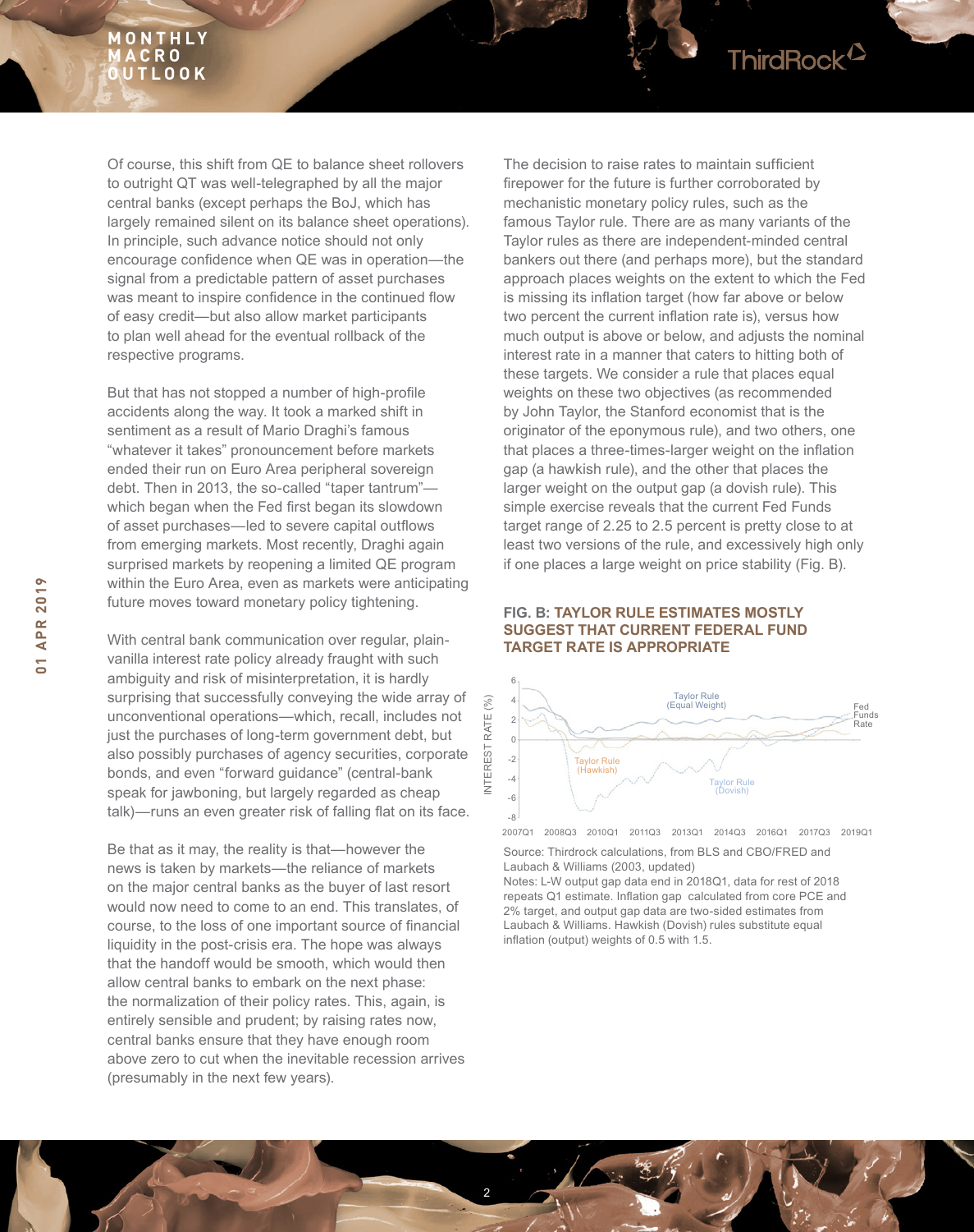Of course, this shift from QE to balance sheet rollovers to outright QT was well-telegraphed by all the major central banks (except perhaps the BoJ, which has largely remained silent on its balance sheet operations). In principle, such advance notice should not only encourage confidence when QE was in operation—the signal from a predictable pattern of asset purchases was meant to inspire confidence in the continued flow of easy credit—but also allow market participants to plan well ahead for the eventual rollback of the respective programs.

But that has not stopped a number of high-profile accidents along the way. It took a marked shift in sentiment as a result of Mario Draghi's famous "whatever it takes" pronouncement before markets ended their run on Euro Area peripheral sovereign debt. Then in 2013, the so-called "taper tantrum"—which began when the Fed first began its slowdown of asset purchases—led to severe capital outflows from emerging markets. Most recently, Draghi again surprised markets by reopening a limited QE program within the Euro Area, even as markets were anticipating future moves toward monetary policy tightening.

With central bank communication over regular, plain-vanilla interest rate policy already fraught with such ambiguity and risk of misinterpretation, it is hardly surprising that successfully conveying the wide array of unconventional operations—which, recall, includes not just the purchases of long-term government debt, but also possibly purchases of agency securities, corporate bonds, and even "forward guidance" (central-bank speak for jawboning, but largely regarded as cheap talk)—runs an even greater risk of falling flat on its face.

Be that as it may, the reality is that—however the news is taken by markets—the reliance of markets on the major central banks as the buyer of last resort would now need to come to an end. This translates, of course, to the loss of one important source of financial liquidity in the post-crisis era. The hope was always that the handoff would be smooth, which would then allow central banks to embark on the next phase: the normalization of their policy rates. This, again, is entirely sensible and prudent; by raising rates now, central banks ensure that they have enough room above zero to cut when the inevitable recession arrives (presumably in the next few years).

The decision to raise rates to maintain sufficient firepower for the future is further corroborated by mechanistic monetary policy rules, such as the famous Taylor rule. There are as many variants of the Taylor rules as there are independent-minded central bankers out there (and perhaps more), but the standard approach places weights on the extent to which the Fed is missing its inflation target (how far above or below two percent the current inflation rate is), versus how much output is above or below, and adjusts the nominal interest rate in a manner that caters to hitting both of these targets. We consider a rule that places equal weights on these two objectives (as recommended by John Taylor, the Stanford economist that is the originator of the eponymous rule), and two others, one that places a three-times-larger weight on the inflation gap (a hawkish rule), and the other that places the larger weight on the output gap (a dovish rule). This simple exercise reveals that the current Fed Funds target range of 2.25 to 2.5 percent is pretty close to at least two versions of the rule, and excessively high only if one places a large weight on price stability (Fig. B).

**FIG. B: TAYLOR RULE ESTIMATES MOSTLY SUGGEST THAT CURRENT FEDERAL FUND TARGET RATE IS APPROPRIATE**

Source: Thirdrock calculations, from BLS and CBO/FRED and Laubach & Williams (2003, updated)

Notes: L-W output gap data end in 2018Q1, data for rest of 2018 repeats Q1 estimate. Inflation gap calculated from core PCE and 2% target, and output gap data are two-sided estimates from Laubach & Williams. Hawkish (Dovish) rules substitute equal inflation (output) weights of 0.5 with 1.5.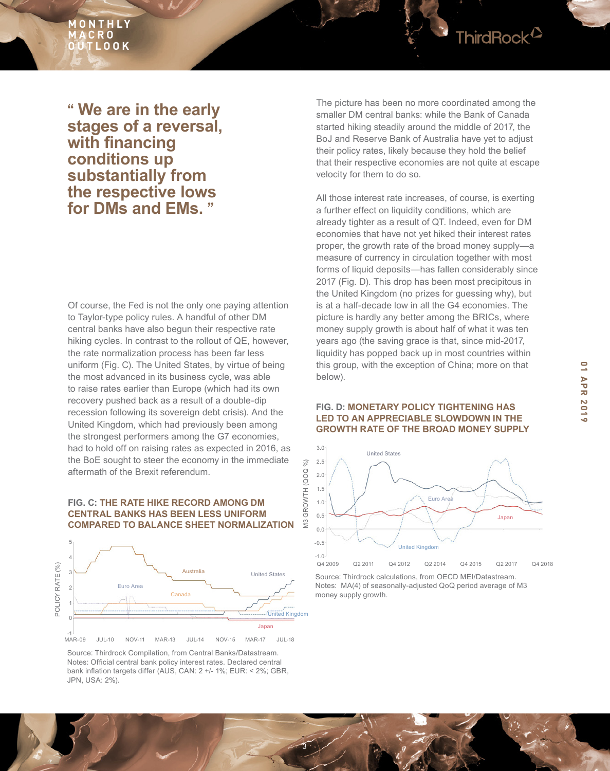> **“ We are in the early stages of a reversal, with financing conditions up substantially from the respective lows for DMs and EMs. ”**

Of course, the Fed is not the only one paying attention to Taylor-type policy rules. A handful of other DM central banks have also begun their respective rate hiking cycles. In contrast to the rollout of QE, however, the rate normalization process has been far less uniform (Fig. C). The United States, by virtue of being the most advanced in its business cycle, was able to raise rates earlier than Europe (which had its own recovery pushed back as a result of a double-dip recession following its sovereign debt crisis). And the United Kingdom, which had previously been among the strongest performers among the G7 economies, had to hold off on raising rates as expected in 2016, as the BoE sought to steer the economy in the immediate aftermath of the Brexit referendum.

**FIG. C: THE RATE HIKE RECORD AMONG DM CENTRAL BANKS HAS BEEN LESS UNIFORM COMPARED TO BALANCE SHEET NORMALIZATION**

Source: Thirdrock Compilation, from Central Banks/Datastream.
Notes: Official central bank policy interest rates. Declared central bank inflation targets differ (AUS, CAN: 2 +/- 1%; EUR: < 2%; GBR, JPN, USA: 2%).

The picture has been no more coordinated among the smaller DM central banks: while the Bank of Canada started hiking steadily around the middle of 2017, the BoJ and Reserve Bank of Australia have yet to adjust their policy rates, likely because they hold the belief that their respective economies are not quite at escape velocity for them to do so.

All those interest rate increases, of course, is exerting a further effect on liquidity conditions, which are already tighter as a result of QT. Indeed, even for DM economies that have not yet hiked their interest rates proper, the growth rate of the broad money supply—a measure of currency in circulation together with most forms of liquid deposits—has fallen considerably since 2017 (Fig. D). This drop has been most precipitous in the United Kingdom (no prizes for guessing why), but is at a half-decade low in all the G4 economies. The picture is hardly any better among the BRICs, where money supply growth is about half of what it was ten years ago (the saving grace is that, since mid-2017, liquidity has popped back up in most countries within this group, with the exception of China; more on that below).

**FIG. D: MONETARY POLICY TIGHTENING HAS LED TO AN APPRECIABLE SLOWDOWN IN THE GROWTH RATE OF THE BROAD MONEY SUPPLY**

Source: Thirdrock calculations, from OECD MEI/Datastream.
Notes: MA(4) of seasonally-adjusted QoQ period average of M3 money supply growth.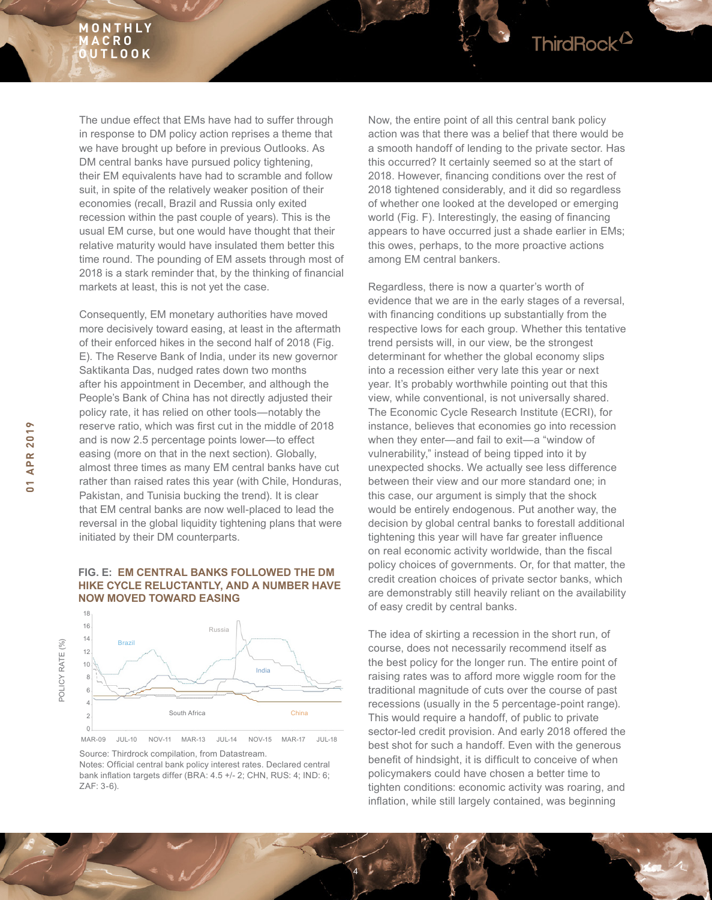The undue effect that EMs have had to suffer through in response to DM policy action reprises a theme that we have brought up before in previous Outlooks. As DM central banks have pursued policy tightening, their EM equivalents have had to scramble and follow suit, in spite of the relatively weaker position of their economies (recall, Brazil and Russia only exited recession within the past couple of years). This is the usual EM curse, but one would have thought that their relative maturity would have insulated them better this time round. The pounding of EM assets through most of 2018 is a stark reminder that, by the thinking of financial markets at least, this is not yet the case.

Consequently, EM monetary authorities have moved more decisively toward easing, at least in the aftermath of their enforced hikes in the second half of 2018 (Fig. E). The Reserve Bank of India, under its new governor Saktikanta Das, nudged rates down two months after his appointment in December, and although the People's Bank of China has not directly adjusted their policy rate, it has relied on other tools—notably the reserve ratio, which was first cut in the middle of 2018 and is now 2.5 percentage points lower—to effect easing (more on that in the next section). Globally, almost three times as many EM central banks have cut rather than raised rates this year (with Chile, Honduras, Pakistan, and Tunisia bucking the trend). It is clear that EM central banks are now well-placed to lead the reversal in the global liquidity tightening plans that were initiated by their DM counterparts.

**FIG. E: EM CENTRAL BANKS FOLLOWED THE DM HIKE CYCLE RELUCTANTLY, AND A NUMBER HAVE NOW MOVED TOWARD EASING**

Source: Thirdrock compilation, from Datastream.
Notes: Official central bank policy interest rates. Declared central bank inflation targets differ (BRA: 4.5 +/- 2; CHN, RUS: 4; IND: 6; ZAF: 3-6).

Now, the entire point of all this central bank policy action was that there was a belief that there would be a smooth handoff of lending to the private sector. Has this occurred? It certainly seemed so at the start of 2018. However, financing conditions over the rest of 2018 tightened considerably, and it did so regardless of whether one looked at the developed or emerging world (Fig. F). Interestingly, the easing of financing appears to have occurred just a shade earlier in EMs; this owes, perhaps, to the more proactive actions among EM central bankers.

Regardless, there is now a quarter's worth of evidence that we are in the early stages of a reversal, with financing conditions up substantially from the respective lows for each group. Whether this tentative trend persists will, in our view, be the strongest determinant for whether the global economy slips into a recession either very late this year or next year. It's probably worthwhile pointing out that this view, while conventional, is not universally shared. The Economic Cycle Research Institute (ECRI), for instance, believes that economies go into recession when they enter—and fail to exit—a "window of vulnerability," instead of being tipped into it by unexpected shocks. We actually see less difference between their view and our more standard one; in this case, our argument is simply that the shock would be entirely endogenous. Put another way, the decision by global central banks to forestall additional tightening this year will have far greater influence on real economic activity worldwide, than the fiscal policy choices of governments. Or, for that matter, the credit creation choices of private sector banks, which are demonstrably still heavily reliant on the availability of easy credit by central banks.

The idea of skirting a recession in the short run, of course, does not necessarily recommend itself as the best policy for the longer run. The entire point of raising rates was to afford more wiggle room for the traditional magnitude of cuts over the course of past recessions (usually in the 5 percentage-point range). This would require a handoff, of public to private sector-led credit provision. And early 2018 offered the best shot for such a handoff. Even with the generous benefit of hindsight, it is difficult to conceive of when policymakers could have chosen a better time to tighten conditions: economic activity was roaring, and inflation, while still largely contained, was beginning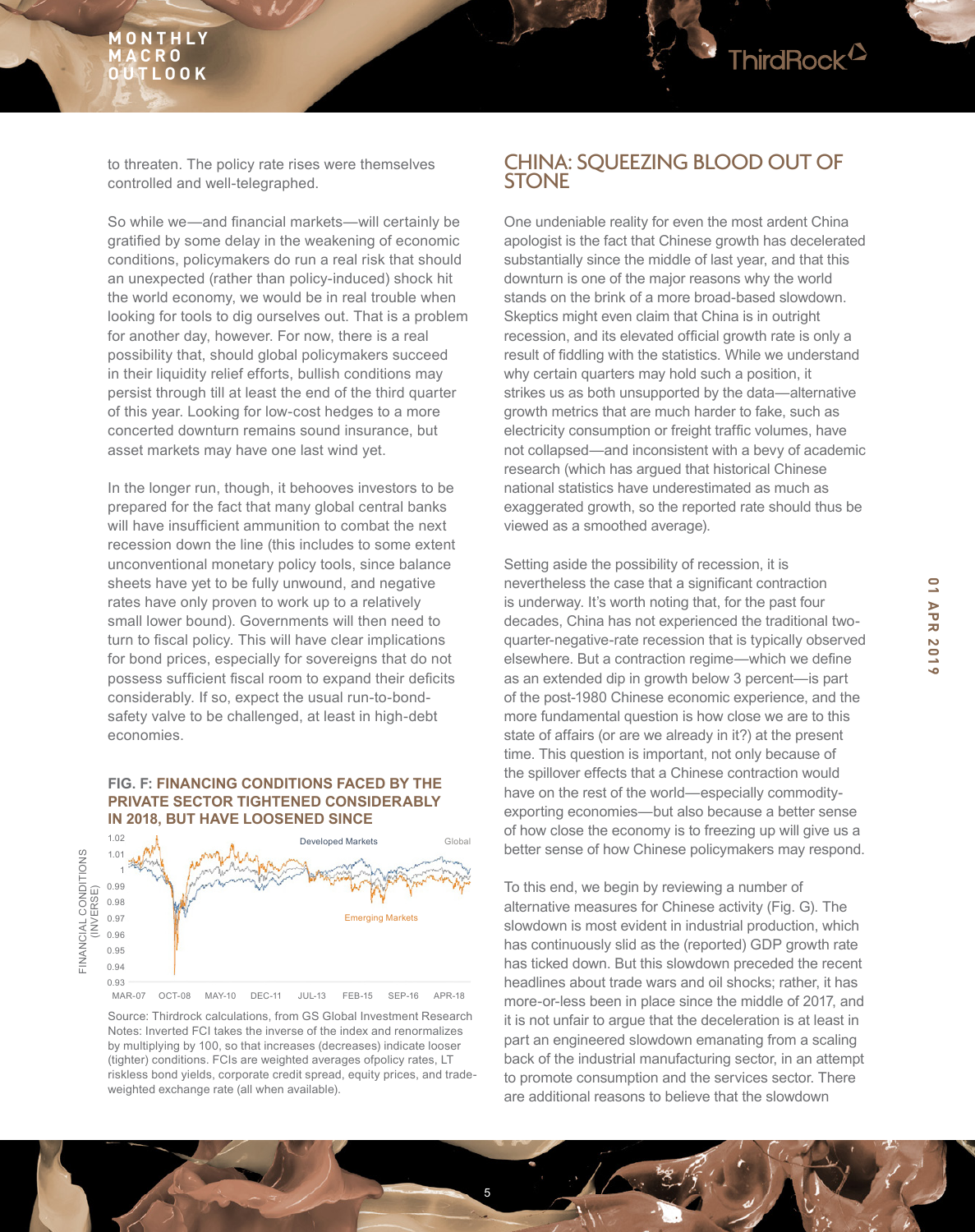to threaten. The policy rate rises were themselves controlled and well-telegraphed.

So while we—and financial markets—will certainly be gratified by some delay in the weakening of economic conditions, policymakers do run a real risk that should an unexpected (rather than policy-induced) shock hit the world economy, we would be in real trouble when looking for tools to dig ourselves out. That is a problem for another day, however. For now, there is a real possibility that, should global policymakers succeed in their liquidity relief efforts, bullish conditions may persist through till at least the end of the third quarter of this year. Looking for low-cost hedges to a more concerted downturn remains sound insurance, but asset markets may have one last wind yet.

In the longer run, though, it behooves investors to be prepared for the fact that many global central banks will have insufficient ammunition to combat the next recession down the line (this includes to some extent unconventional monetary policy tools, since balance sheets have yet to be fully unwound, and negative rates have only proven to work up to a relatively small lower bound). Governments will then need to turn to fiscal policy. This will have clear implications for bond prices, especially for sovereigns that do not possess sufficient fiscal room to expand their deficits considerably. If so, expect the usual run-to-bond-safety valve to be challenged, at least in high-debt economies.

**FIG. F: FINANCING CONDITIONS FACED BY THE PRIVATE SECTOR TIGHTENED CONSIDERABLY IN 2018, BUT HAVE LOOSENED SINCE**

Source: Thirdrock calculations, from GS Global Investment Research
Notes: Inverted FCI takes the inverse of the index and renormalizes by multiplying by 100, so that increases (decreases) indicate looser (tighter) conditions. FCIs are weighted averages ofpolicy rates, LT riskless bond yields, corporate credit spread, equity prices, and trade-weighted exchange rate (all when available).

## CHINA: SQUEEZING BLOOD OUT OF STONE

One undeniable reality for even the most ardent China apologist is the fact that Chinese growth has decelerated substantially since the middle of last year, and that this downturn is one of the major reasons why the world stands on the brink of a more broad-based slowdown. Skeptics might even claim that China is in outright recession, and its elevated official growth rate is only a result of fiddling with the statistics. While we understand why certain quarters may hold such a position, it strikes us as both unsupported by the data—alternative growth metrics that are much harder to fake, such as electricity consumption or freight traffic volumes, have not collapsed—and inconsistent with a bevy of academic research (which has argued that historical Chinese national statistics have underestimated as much as exaggerated growth, so the reported rate should thus be viewed as a smoothed average).

Setting aside the possibility of recession, it is nevertheless the case that a significant contraction is underway. It's worth noting that, for the past four decades, China has not experienced the traditional two-quarter-negative-rate recession that is typically observed elsewhere. But a contraction regime—which we define as an extended dip in growth below 3 percent—is part of the post-1980 Chinese economic experience, and the more fundamental question is how close we are to this state of affairs (or are we already in it?) at the present time. This question is important, not only because of the spillover effects that a Chinese contraction would have on the rest of the world—especially commodity-exporting economies—but also because a better sense of how close the economy is to freezing up will give us a better sense of how Chinese policymakers may respond.

To this end, we begin by reviewing a number of alternative measures for Chinese activity (Fig. G). The slowdown is most evident in industrial production, which has continuously slid as the (reported) GDP growth rate has ticked down. But this slowdown preceded the recent headlines about trade wars and oil shocks; rather, it has more-or-less been in place since the middle of 2017, and it is not unfair to argue that the deceleration is at least in part an engineered slowdown emanating from a scaling back of the industrial manufacturing sector, in an attempt to promote consumption and the services sector. There are additional reasons to believe that the slowdown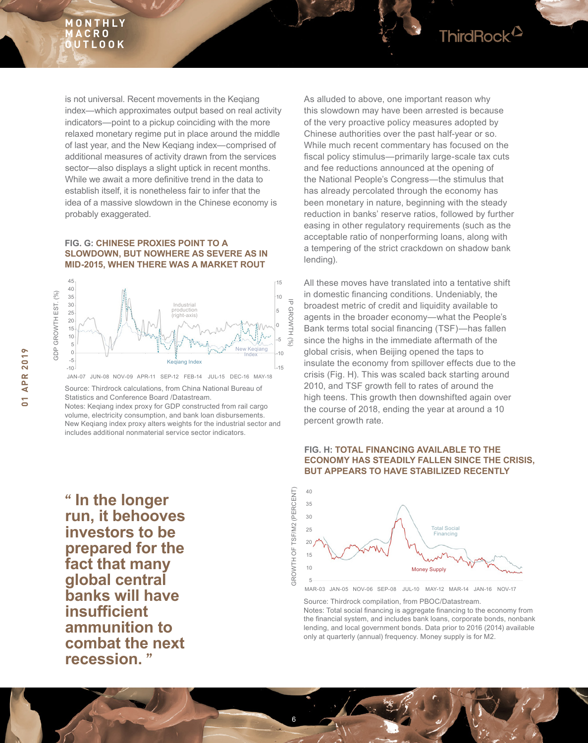is not universal. Recent movements in the Keqiang index—which approximates output based on real activity indicators—point to a pickup coinciding with the more relaxed monetary regime put in place around the middle of last year, and the New Keqiang index—comprised of additional measures of activity drawn from the services sector—also displays a slight uptick in recent months. While we await a more definitive trend in the data to establish itself, it is nonetheless fair to infer that the idea of a massive slowdown in the Chinese economy is probably exaggerated.

**FIG. G: CHINESE PROXIES POINT TO A SLOWDOWN, BUT NOWHERE AS SEVERE AS IN MID-2015, WHEN THERE WAS A MARKET ROUT**

Source: Thirdrock calculations, from China National Bureau of Statistics and Conference Board /Datastream.
Notes: Keqiang index proxy for GDP constructed from rail cargo volume, electricity consumption, and bank loan disbursements. New Keqiang index proxy alters weights for the industrial sector and includes additional nonmaterial service sector indicators.

> **“ In the longer run, it behooves investors to be prepared for the fact that many global central banks will have insufficient ammunition to combat the next recession. ”**

As alluded to above, one important reason why this slowdown may have been arrested is because of the very proactive policy measures adopted by Chinese authorities over the past half-year or so. While much recent commentary has focused on the fiscal policy stimulus—primarily large-scale tax cuts and fee reductions announced at the opening of the National People’s Congress—the stimulus that has already percolated through the economy has been monetary in nature, beginning with the steady reduction in banks’ reserve ratios, followed by further easing in other regulatory requirements (such as the acceptable ratio of nonperforming loans, along with a tempering of the strict crackdown on shadow bank lending).

All these moves have translated into a tentative shift in domestic financing conditions. Undeniably, the broadest metric of credit and liquidity available to agents in the broader economy—what the People’s Bank terms total social financing (TSF)—has fallen since the highs in the immediate aftermath of the global crisis, when Beijing opened the taps to insulate the economy from spillover effects due to the crisis (Fig. H). This was scaled back starting around 2010, and TSF growth fell to rates of around the high teens. This growth then downshifted again over the course of 2018, ending the year at around a 10 percent growth rate.

**FIG. H: TOTAL FINANCING AVAILABLE TO THE ECONOMY HAS STEADILY FALLEN SINCE THE CRISIS, BUT APPEARS TO HAVE STABILIZED RECENTLY**

Source: Thirdrock compilation, from PBOC/Datastream.
Notes: Total social financing is aggregate financing to the economy from the financial system, and includes bank loans, corporate bonds, nonbank lending, and local government bonds. Data prior to 2016 (2014) available only at quarterly (annual) frequency. Money supply is for M2.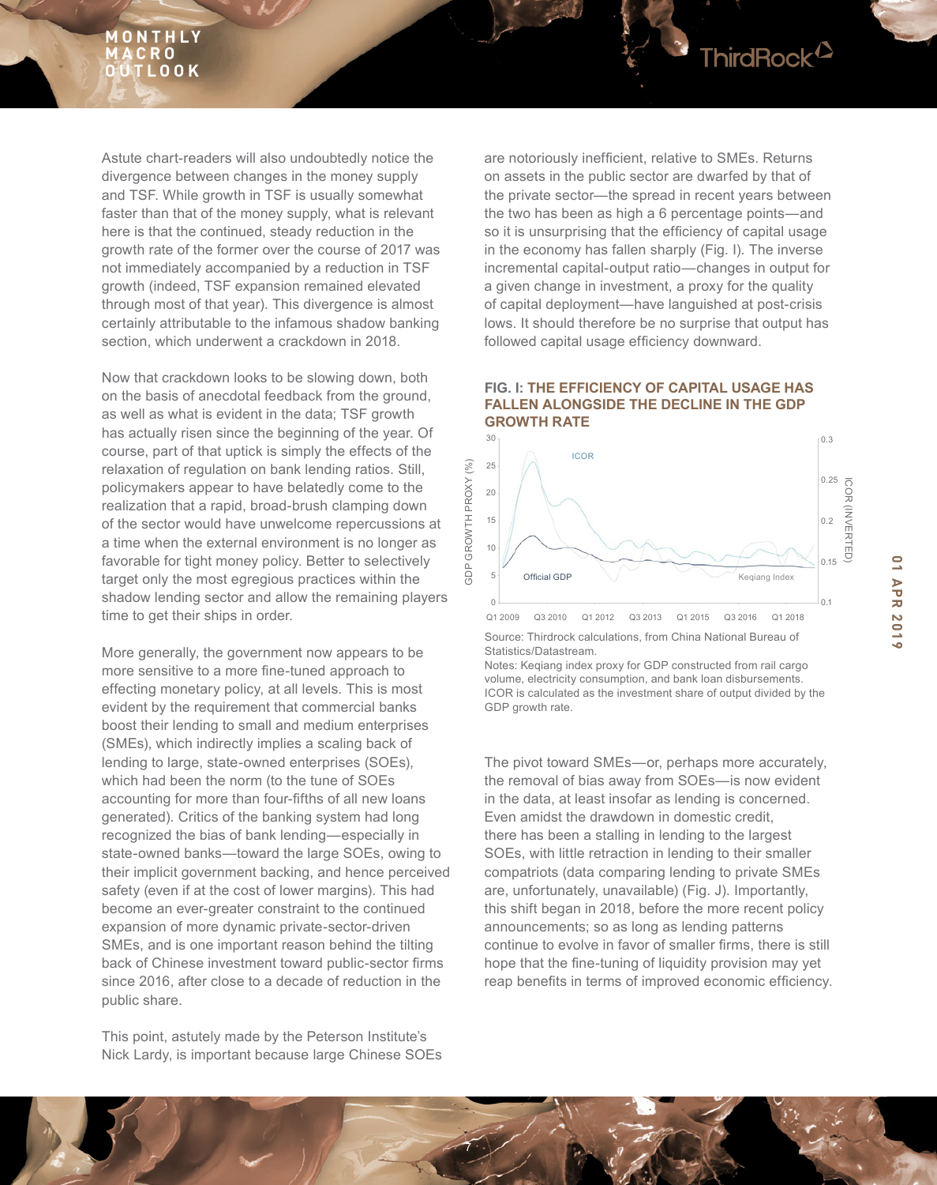Astute chart-readers will also undoubtedly notice the divergence between changes in the money supply and TSF. While growth in TSF is usually somewhat faster than that of the money supply, what is relevant here is that the continued, steady reduction in the growth rate of the former over the course of 2017 was not immediately accompanied by a reduction in TSF growth (indeed, TSF expansion remained elevated through most of that year). This divergence is almost certainly attributable to the infamous shadow banking section, which underwent a crackdown in 2018.

Now that crackdown looks to be slowing down, both on the basis of anecdotal feedback from the ground, as well as what is evident in the data; TSF growth has actually risen since the beginning of the year. Of course, part of that uptick is simply the effects of the relaxation of regulation on bank lending ratios. Still, policymakers appear to have belatedly come to the realization that a rapid, broad-brush clamping down of the sector would have unwelcome repercussions at a time when the external environment is no longer as favorable for tight money policy. Better to selectively target only the most egregious practices within the shadow lending sector and allow the remaining players time to get their ships in order.

More generally, the government now appears to be more sensitive to a more fine-tuned approach to effecting monetary policy, at all levels. This is most evident by the requirement that commercial banks boost their lending to small and medium enterprises (SMEs), which indirectly implies a scaling back of lending to large, state-owned enterprises (SOEs), which had been the norm (to the tune of SOEs accounting for more than four-fifths of all new loans generated). Critics of the banking system had long recognized the bias of bank lending—especially in state-owned banks—toward the large SOEs, owing to their implicit government backing, and hence perceived safety (even if at the cost of lower margins). This had become an ever-greater constraint to the continued expansion of more dynamic private-sector-driven SMEs, and is one important reason behind the tilting back of Chinese investment toward public-sector firms since 2016, after close to a decade of reduction in the public share.

This point, astutely made by the Peterson Institute's Nick Lardy, is important because large Chinese SOEs are notoriously inefficient, relative to SMEs. Returns on assets in the public sector are dwarfed by that of the private sector—the spread in recent years between the two has been as high a 6 percentage points—and so it is unsurprising that the efficiency of capital usage in the economy has fallen sharply (Fig. I). The inverse incremental capital-output ratio—changes in output for a given change in investment, a proxy for the quality of capital deployment—have languished at post-crisis lows. It should therefore be no surprise that output has followed capital usage efficiency downward.

**FIG. I: THE EFFICIENCY OF CAPITAL USAGE HAS FALLEN ALONGSIDE THE DECLINE IN THE GDP GROWTH RATE**

Source: Thirdrock calculations, from China National Bureau of Statistics/Datastream.
Notes: Keqiang index proxy for GDP constructed from rail cargo volume, electricity consumption, and bank loan disbursements. ICOR is calculated as the investment share of output divided by the GDP growth rate.

The pivot toward SMEs—or, perhaps more accurately, the removal of bias away from SOEs—is now evident in the data, at least insofar as lending is concerned. Even amidst the drawdown in domestic credit, there has been a stalling in lending to the largest SOEs, with little retraction in lending to their smaller compatriots (data comparing lending to private SMEs are, unfortunately, unavailable) (Fig. J). Importantly, this shift began in 2018, before the more recent policy announcements; so as long as lending patterns continue to evolve in favor of smaller firms, there is still hope that the fine-tuning of liquidity provision may yet reap benefits in terms of improved economic efficiency.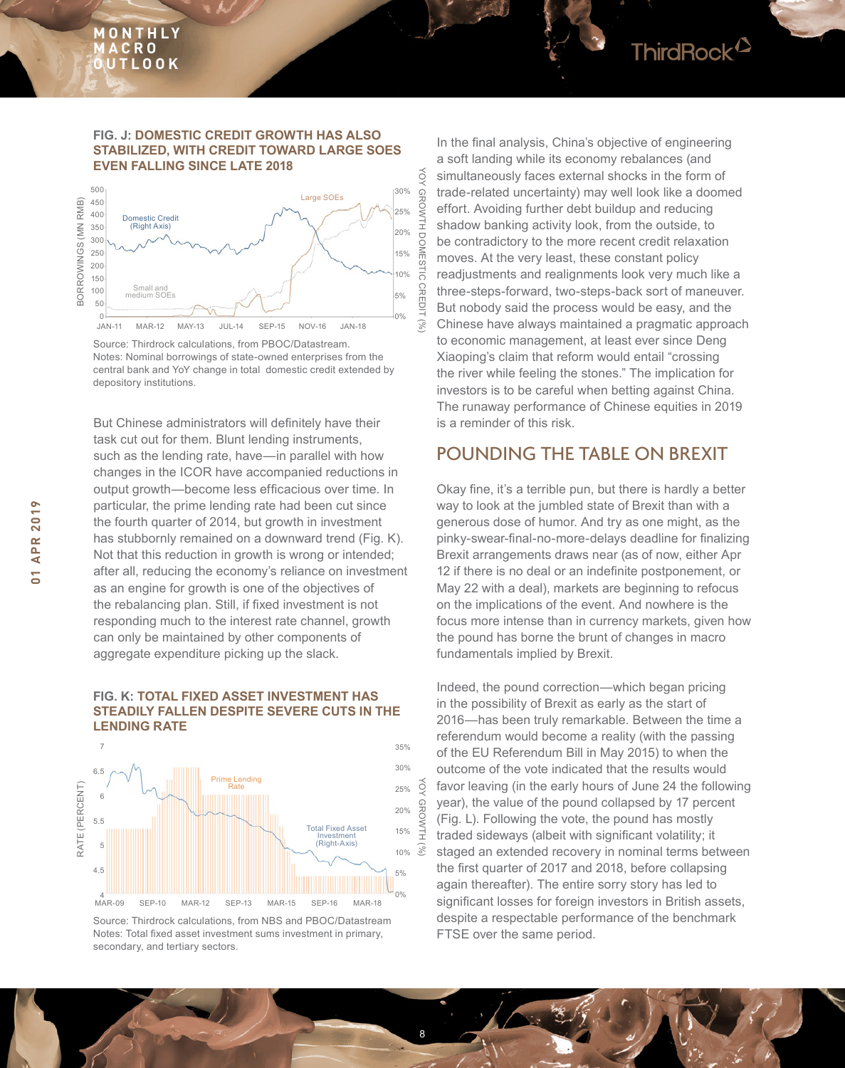**FIG. J: DOMESTIC CREDIT GROWTH HAS ALSO STABILIZED, WITH CREDIT TOWARD LARGE SOES EVEN FALLING SINCE LATE 2018**

Source: Thirdrock calculations, from PBOC/Datastream.
Notes: Nominal borrowings of state-owned enterprises from the central bank and YoY change in total domestic credit extended by depository institutions.

But Chinese administrators will definitely have their task cut out for them. Blunt lending instruments, such as the lending rate, have—in parallel with how changes in the ICOR have accompanied reductions in output growth—become less efficacious over time. In particular, the prime lending rate had been cut since the fourth quarter of 2014, but growth in investment has stubbornly remained on a downward trend (Fig. K). Not that this reduction in growth is wrong or intended; after all, reducing the economy's reliance on investment as an engine for growth is one of the objectives of the rebalancing plan. Still, if fixed investment is not responding much to the interest rate channel, growth can only be maintained by other components of aggregate expenditure picking up the slack.

**FIG. K: TOTAL FIXED ASSET INVESTMENT HAS STEADILY FALLEN DESPITE SEVERE CUTS IN THE LENDING RATE**

Source: Thirdrock calculations, from NBS and PBOC/Datastream
Notes: Total fixed asset investment sums investment in primary, secondary, and tertiary sectors.

In the final analysis, China's objective of engineering a soft landing while its economy rebalances (and simultaneously faces external shocks in the form of trade-related uncertainty) may well look like a doomed effort. Avoiding further debt buildup and reducing shadow banking activity look, from the outside, to be contradictory to the more recent credit relaxation moves. At the very least, these constant policy readjustments and realignments look very much like a three-steps-forward, two-steps-back sort of maneuver. But nobody said the process would be easy, and the Chinese have always maintained a pragmatic approach to economic management, at least ever since Deng Xiaoping's claim that reform would entail "crossing the river while feeling the stones." The implication for investors is to be careful when betting against China. The runaway performance of Chinese equities in 2019 is a reminder of this risk.

## POUNDING THE TABLE ON BREXIT

Okay fine, it's a terrible pun, but there is hardly a better way to look at the jumbled state of Brexit than with a generous dose of humor. And try as one might, as the pinky-swear-final-no-more-delays deadline for finalizing Brexit arrangements draws near (as of now, either Apr 12 if there is no deal or an indefinite postponement, or May 22 with a deal), markets are beginning to refocus on the implications of the event. And nowhere is the focus more intense than in currency markets, given how the pound has borne the brunt of changes in macro fundamentals implied by Brexit.

Indeed, the pound correction—which began pricing in the possibility of Brexit as early as the start of 2016—has been truly remarkable. Between the time a referendum would become a reality (with the passing of the EU Referendum Bill in May 2015) to when the outcome of the vote indicated that the results would favor leaving (in the early hours of June 24 the following year), the value of the pound collapsed by 17 percent (Fig. L). Following the vote, the pound has mostly traded sideways (albeit with significant volatility; it staged an extended recovery in nominal terms between the first quarter of 2017 and 2018, before collapsing again thereafter). The entire sorry story has led to significant losses for foreign investors in British assets, despite a respectable performance of the benchmark FTSE over the same period.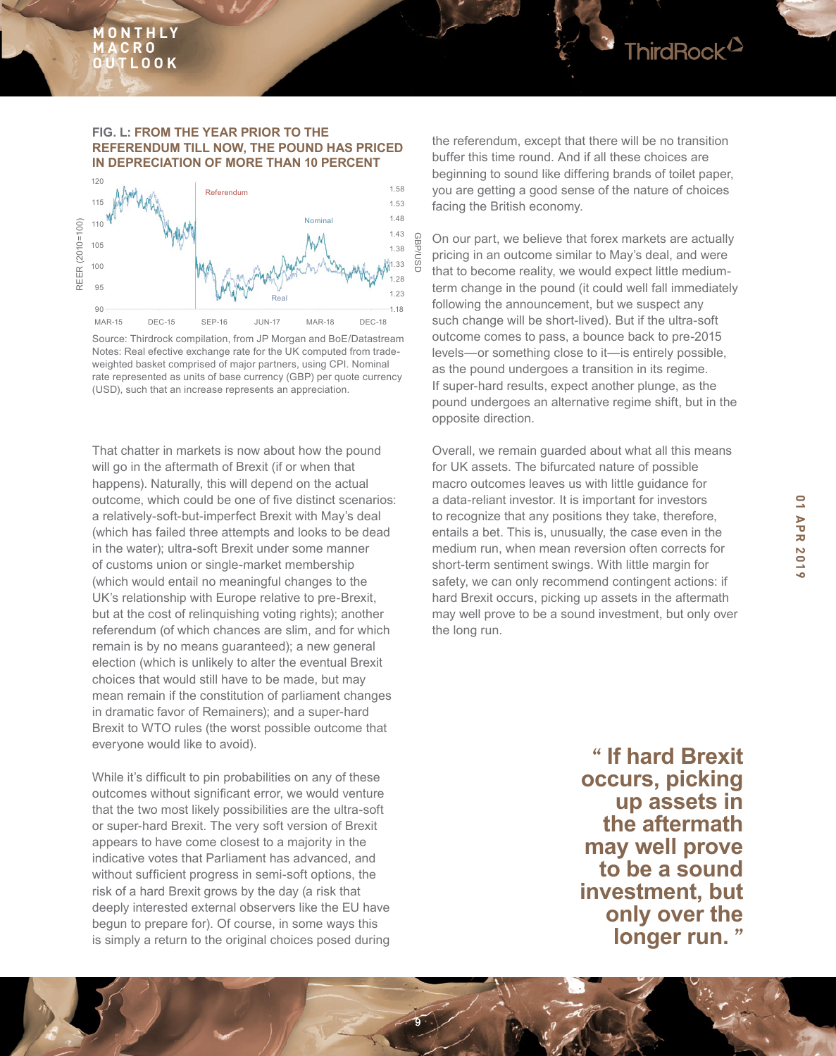**FIG. L: FROM THE YEAR PRIOR TO THE REFERENDUM TILL NOW, THE POUND HAS PRICED IN DEPRECIATION OF MORE THAN 10 PERCENT**

Source: Thirdrock compilation, from JP Morgan and BoE/Datastream
Notes: Real efective exchange rate for the UK computed from trade-weighted basket comprised of major partners, using CPI. Nominal rate represented as units of base currency (GBP) per quote currency (USD), such that an increase represents an appreciation.

That chatter in markets is now about how the pound will go in the aftermath of Brexit (if or when that happens). Naturally, this will depend on the actual outcome, which could be one of five distinct scenarios: a relatively-soft-but-imperfect Brexit with May's deal (which has failed three attempts and looks to be dead in the water); ultra-soft Brexit under some manner of customs union or single-market membership (which would entail no meaningful changes to the UK's relationship with Europe relative to pre-Brexit, but at the cost of relinquishing voting rights); another referendum (of which chances are slim, and for which remain is by no means guaranteed); a new general election (which is unlikely to alter the eventual Brexit choices that would still have to be made, but may mean remain if the constitution of parliament changes in dramatic favor of Remainers); and a super-hard Brexit to WTO rules (the worst possible outcome that everyone would like to avoid).

While it's difficult to pin probabilities on any of these outcomes without significant error, we would venture that the two most likely possibilities are the ultra-soft or super-hard Brexit. The very soft version of Brexit appears to have come closest to a majority in the indicative votes that Parliament has advanced, and without sufficient progress in semi-soft options, the risk of a hard Brexit grows by the day (a risk that deeply interested external observers like the EU have begun to prepare for). Of course, in some ways this is simply a return to the original choices posed during the referendum, except that there will be no transition buffer this time round. And if all these choices are beginning to sound like differing brands of toilet paper, you are getting a good sense of the nature of choices facing the British economy.

On our part, we believe that forex markets are actually pricing in an outcome similar to May's deal, and were that to become reality, we would expect little medium-term change in the pound (it could well fall immediately following the announcement, but we suspect any such change will be short-lived). But if the ultra-soft outcome comes to pass, a bounce back to pre-2015 levels—or something close to it—is entirely possible, as the pound undergoes a transition in its regime. If super-hard results, expect another plunge, as the pound undergoes an alternative regime shift, but in the opposite direction.

Overall, we remain guarded about what all this means for UK assets. The bifurcated nature of possible macro outcomes leaves us with little guidance for a data-reliant investor. It is important for investors to recognize that any positions they take, therefore, entails a bet. This is, unusually, the case even in the medium run, when mean reversion often corrects for short-term sentiment swings. With little margin for safety, we can only recommend contingent actions: if hard Brexit occurs, picking up assets in the aftermath may well prove to be a sound investment, but only over the long run.

> **" If hard Brexit occurs, picking up assets in the aftermath may well prove to be a sound investment, but only over the longer run. "**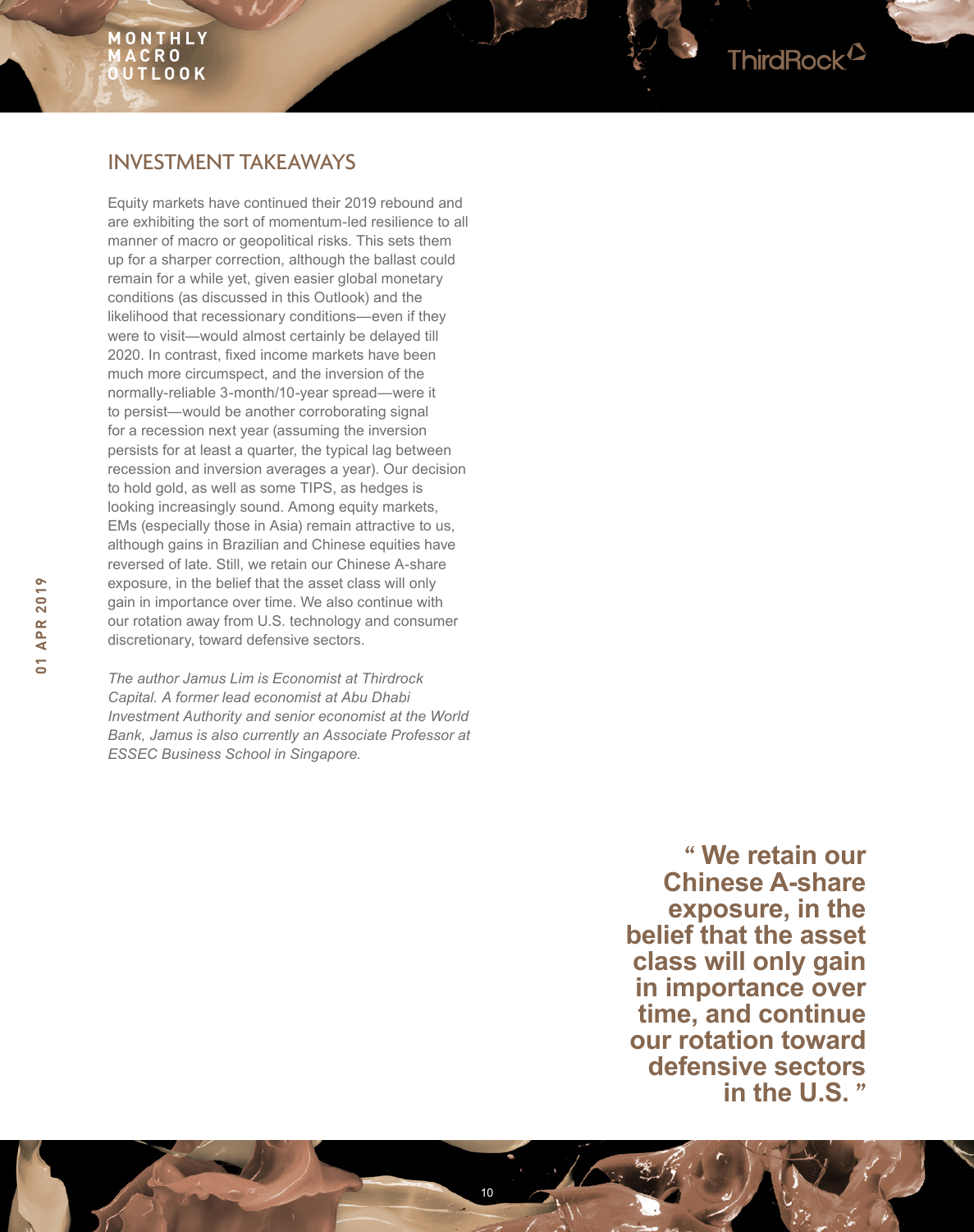## INVESTMENT TAKEAWAYS

Equity markets have continued their 2019 rebound and are exhibiting the sort of momentum-led resilience to all manner of macro or geopolitical risks. This sets them up for a sharper correction, although the ballast could remain for a while yet, given easier global monetary conditions (as discussed in this Outlook) and the likelihood that recessionary conditions—even if they were to visit—would almost certainly be delayed till 2020. In contrast, fixed income markets have been much more circumspect, and the inversion of the normally-reliable 3-month/10-year spread—were it to persist—would be another corroborating signal for a recession next year (assuming the inversion persists for at least a quarter, the typical lag between recession and inversion averages a year). Our decision to hold gold, as well as some TIPS, as hedges is looking increasingly sound. Among equity markets, EMs (especially those in Asia) remain attractive to us, although gains in Brazilian and Chinese equities have reversed of late. Still, we retain our Chinese A-share exposure, in the belief that the asset class will only gain in importance over time. We also continue with our rotation away from U.S. technology and consumer discretionary, toward defensive sectors.

*The author Jamus Lim is Economist at Thirdrock Capital. A former lead economist at Abu Dhabi Investment Authority and senior economist at the World Bank, Jamus is also currently an Associate Professor at ESSEC Business School in Singapore.*

**" We retain our Chinese A-share exposure, in the belief that the asset class will only gain in importance over time, and continue our rotation toward defensive sectors in the U.S. "**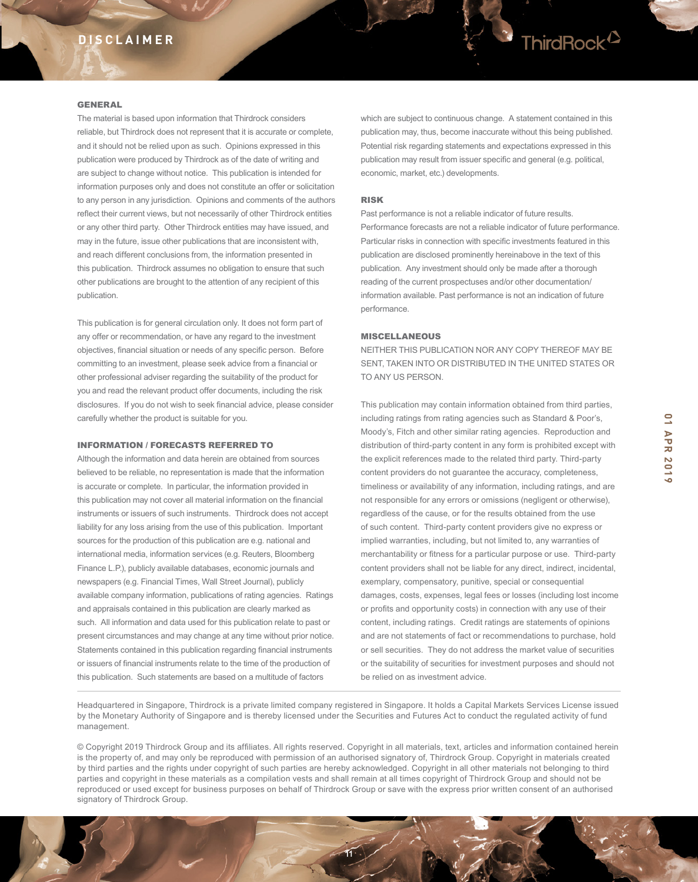# DISCLAIMER

### GENERAL

The material is based upon information that Thirdrock considers reliable, but Thirdrock does not represent that it is accurate or complete, and it should not be relied upon as such. Opinions expressed in this publication were produced by Thirdrock as of the date of writing and are subject to change without notice. This publication is intended for information purposes only and does not constitute an offer or solicitation to any person in any jurisdiction. Opinions and comments of the authors reflect their current views, but not necessarily of other Thirdrock entities or any other third party. Other Thirdrock entities may have issued, and may in the future, issue other publications that are inconsistent with, and reach different conclusions from, the information presented in this publication. Thirdrock assumes no obligation to ensure that such other publications are brought to the attention of any recipient of this publication.

This publication is for general circulation only. It does not form part of any offer or recommendation, or have any regard to the investment objectives, financial situation or needs of any specific person. Before committing to an investment, please seek advice from a financial or other professional adviser regarding the suitability of the product for you and read the relevant product offer documents, including the risk disclosures. If you do not wish to seek financial advice, please consider carefully whether the product is suitable for you.

### INFORMATION / FORECASTS REFERRED TO

Although the information and data herein are obtained from sources believed to be reliable, no representation is made that the information is accurate or complete. In particular, the information provided in this publication may not cover all material information on the financial instruments or issuers of such instruments. Thirdrock does not accept liability for any loss arising from the use of this publication. Important sources for the production of this publication are e.g. national and international media, information services (e.g. Reuters, Bloomberg Finance L.P.), publicly available databases, economic journals and newspapers (e.g. Financial Times, Wall Street Journal), publicly available company information, publications of rating agencies. Ratings and appraisals contained in this publication are clearly marked as such. All information and data used for this publication relate to past or present circumstances and may change at any time without prior notice. Statements contained in this publication regarding financial instruments or issuers of financial instruments relate to the time of the production of this publication. Such statements are based on a multitude of factors which are subject to continuous change. A statement contained in this publication may, thus, become inaccurate without this being published. Potential risk regarding statements and expectations expressed in this publication may result from issuer specific and general (e.g. political, economic, market, etc.) developments.

### RISK

Past performance is not a reliable indicator of future results. Performance forecasts are not a reliable indicator of future performance. Particular risks in connection with specific investments featured in this publication are disclosed prominently hereinabove in the text of this publication. Any investment should only be made after a thorough reading of the current prospectuses and/or other documentation/ information available. Past performance is not an indication of future performance.

### MISCELLANEOUS

NEITHER THIS PUBLICATION NOR ANY COPY THEREOF MAY BE SENT, TAKEN INTO OR DISTRIBUTED IN THE UNITED STATES OR TO ANY US PERSON.

This publication may contain information obtained from third parties, including ratings from rating agencies such as Standard & Poor's, Moody's, Fitch and other similar rating agencies. Reproduction and distribution of third-party content in any form is prohibited except with the explicit references made to the related third party. Third-party content providers do not guarantee the accuracy, completeness, timeliness or availability of any information, including ratings, and are not responsible for any errors or omissions (negligent or otherwise), regardless of the cause, or for the results obtained from the use of such content. Third-party content providers give no express or implied warranties, including, but not limited to, any warranties of merchantability or fitness for a particular purpose or use. Third-party content providers shall not be liable for any direct, indirect, incidental, exemplary, compensatory, punitive, special or consequential damages, costs, expenses, legal fees or losses (including lost income or profits and opportunity costs) in connection with any use of their content, including ratings. Credit ratings are statements of opinions and are not statements of fact or recommendations to purchase, hold or sell securities. They do not address the market value of securities or the suitability of securities for investment purposes and should not be relied on as investment advice.

---

Headquartered in Singapore, Thirdrock is a private limited company registered in Singapore. It holds a Capital Markets Services License issued by the Monetary Authority of Singapore and is thereby licensed under the Securities and Futures Act to conduct the regulated activity of fund management.

© Copyright 2019 Thirdrock Group and its affiliates. All rights reserved. Copyright in all materials, text, articles and information contained herein is the property of, and may only be reproduced with permission of an authorised signatory of, Thirdrock Group. Copyright in materials created by third parties and the rights under copyright of such parties are hereby acknowledged. Copyright in all other materials not belonging to third parties and copyright in these materials as a compilation vests and shall remain at all times copyright of Thirdrock Group and should not be reproduced or used except for business purposes on behalf of Thirdrock Group or save with the express prior written consent of an authorised signatory of Thirdrock Group.